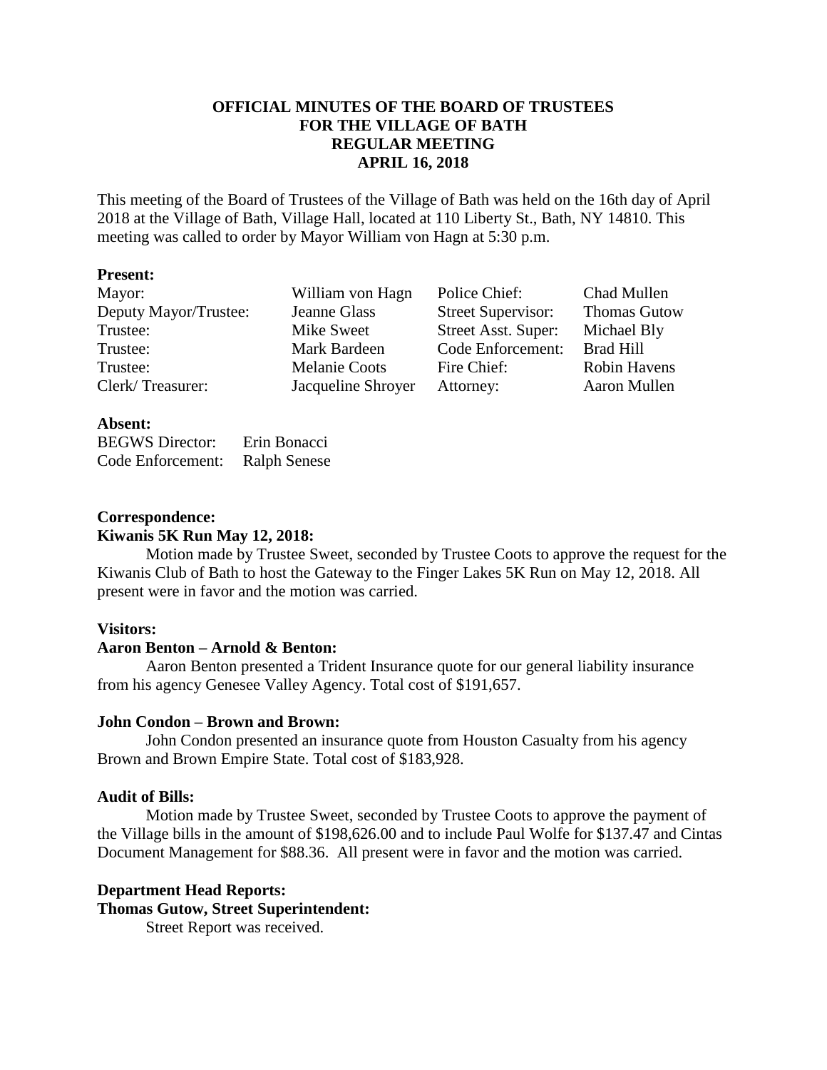# OFFICIAL MINUTES OF THE BOARD OF TRUSTEES FOR THE VILLAGE OF BATH REGULAR MEETING APRIL 16, 2018

This meeting of the Board of Trustees of the Village of Bath was held on the 16th day of April 2018 at the Village of Bath, Village Hall, located at 110 Liberty St., Bath, NY 14810. This meeting was called to order by Mayor William von Hagn at 5:30 p.m.

**Present:**

| | | | |
|---|---|---|---|
| Mayor: | William von Hagn | Police Chief: | Chad Mullen |
| Deputy Mayor/Trustee: | Jeanne Glass | Street Supervisor: | Thomas Gutow |
| Trustee: | Mike Sweet | Street Asst. Super: | Michael Bly |
| Trustee: | Mark Bardeen | Code Enforcement: | Brad Hill |
| Trustee: | Melanie Coots | Fire Chief: | Robin Havens |
| Clerk/ Treasurer: | Jacqueline Shroyer | Attorney: | Aaron Mullen |

**Absent:**

| | |
|---|---|
| BEGWS Director: | Erin Bonacci |
| Code Enforcement: | Ralph Senese |

**Correspondence:**

**Kiwanis 5K Run May 12, 2018:**

Motion made by Trustee Sweet, seconded by Trustee Coots to approve the request for the Kiwanis Club of Bath to host the Gateway to the Finger Lakes 5K Run on May 12, 2018. All present were in favor and the motion was carried.

**Visitors:**

**Aaron Benton – Arnold & Benton:**

Aaron Benton presented a Trident Insurance quote for our general liability insurance from his agency Genesee Valley Agency. Total cost of $191,657.

**John Condon – Brown and Brown:**

John Condon presented an insurance quote from Houston Casualty from his agency Brown and Brown Empire State. Total cost of $183,928.

**Audit of Bills:**

Motion made by Trustee Sweet, seconded by Trustee Coots to approve the payment of the Village bills in the amount of $198,626.00 and to include Paul Wolfe for $137.47 and Cintas Document Management for $88.36. All present were in favor and the motion was carried.

**Department Head Reports:**

**Thomas Gutow, Street Superintendent:**

Street Report was received.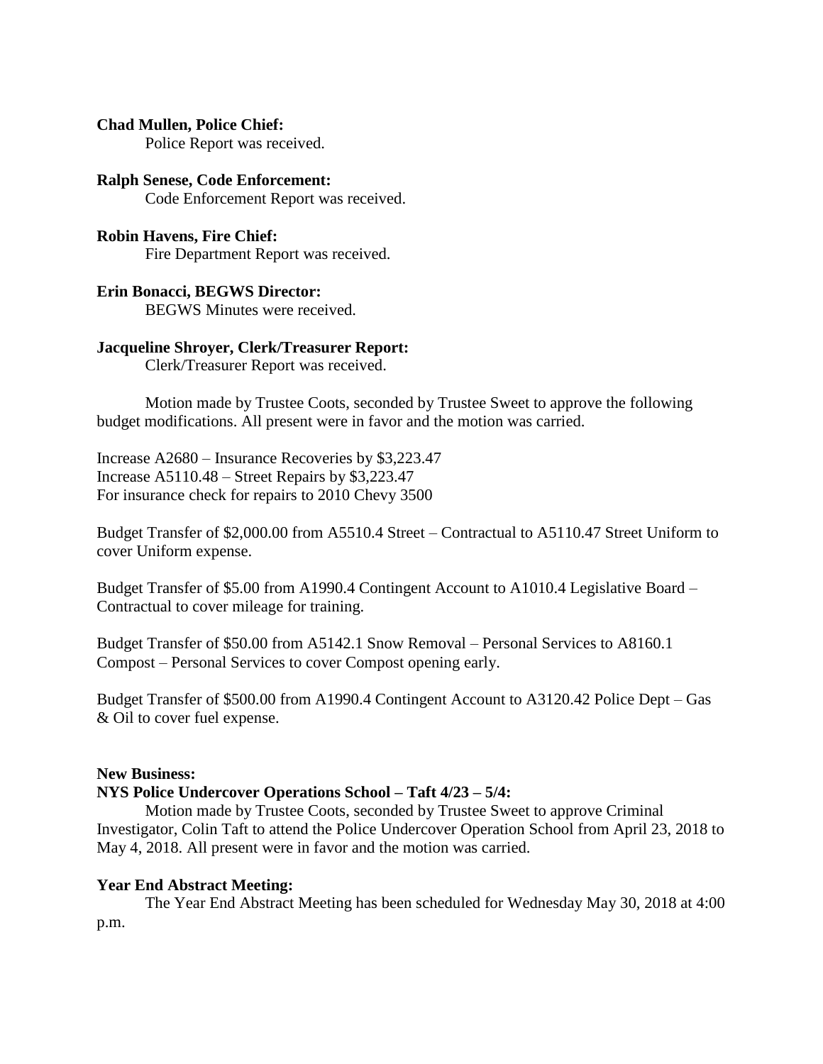**Chad Mullen, Police Chief:**

Police Report was received.

**Ralph Senese, Code Enforcement:**

Code Enforcement Report was received.

**Robin Havens, Fire Chief:**

Fire Department Report was received.

**Erin Bonacci, BEGWS Director:**

BEGWS Minutes were received.

**Jacqueline Shroyer, Clerk/Treasurer Report:**

Clerk/Treasurer Report was received.

Motion made by Trustee Coots, seconded by Trustee Sweet to approve the following budget modifications. All present were in favor and the motion was carried.

Increase A2680 – Insurance Recoveries by $3,223.47
Increase A5110.48 – Street Repairs by $3,223.47
For insurance check for repairs to 2010 Chevy 3500

Budget Transfer of $2,000.00 from A5510.4 Street – Contractual to A5110.47 Street Uniform to cover Uniform expense.

Budget Transfer of $5.00 from A1990.4 Contingent Account to A1010.4 Legislative Board – Contractual to cover mileage for training.

Budget Transfer of $50.00 from A5142.1 Snow Removal – Personal Services to A8160.1 Compost – Personal Services to cover Compost opening early.

Budget Transfer of $500.00 from A1990.4 Contingent Account to A3120.42 Police Dept – Gas & Oil to cover fuel expense.

**New Business:**

**NYS Police Undercover Operations School – Taft 4/23 – 5/4:**

Motion made by Trustee Coots, seconded by Trustee Sweet to approve Criminal Investigator, Colin Taft to attend the Police Undercover Operation School from April 23, 2018 to May 4, 2018. All present were in favor and the motion was carried.

**Year End Abstract Meeting:**

The Year End Abstract Meeting has been scheduled for Wednesday May 30, 2018 at 4:00 p.m.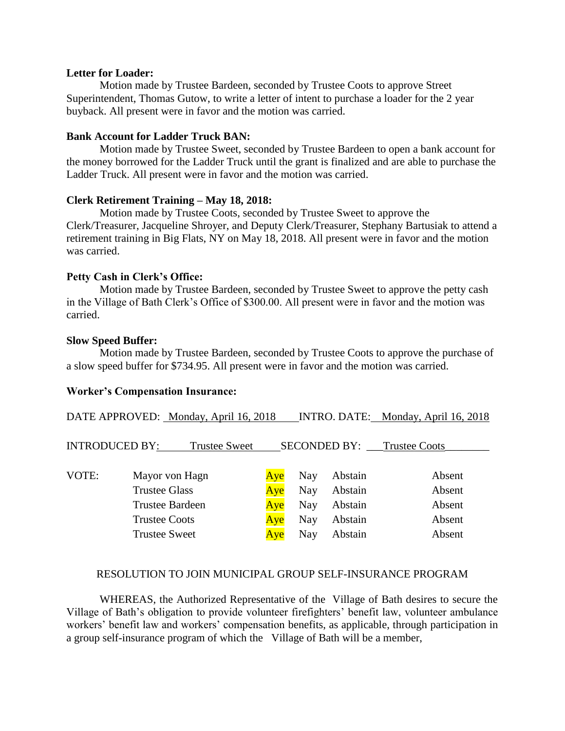**Letter for Loader:**

Motion made by Trustee Bardeen, seconded by Trustee Coots to approve Street Superintendent, Thomas Gutow, to write a letter of intent to purchase a loader for the 2 year buyback. All present were in favor and the motion was carried.

**Bank Account for Ladder Truck BAN:**

Motion made by Trustee Sweet, seconded by Trustee Bardeen to open a bank account for the money borrowed for the Ladder Truck until the grant is finalized and are able to purchase the Ladder Truck. All present were in favor and the motion was carried.

**Clerk Retirement Training – May 18, 2018:**

Motion made by Trustee Coots, seconded by Trustee Sweet to approve the Clerk/Treasurer, Jacqueline Shroyer, and Deputy Clerk/Treasurer, Stephany Bartusiak to attend a retirement training in Big Flats, NY on May 18, 2018. All present were in favor and the motion was carried.

**Petty Cash in Clerk's Office:**

Motion made by Trustee Bardeen, seconded by Trustee Sweet to approve the petty cash in the Village of Bath Clerk's Office of $300.00. All present were in favor and the motion was carried.

**Slow Speed Buffer:**

Motion made by Trustee Bardeen, seconded by Trustee Coots to approve the purchase of a slow speed buffer for $734.95. All present were in favor and the motion was carried.

**Worker's Compensation Insurance:**

DATE APPROVED: Monday, April 16, 2018 INTRO. DATE: Monday, April 16, 2018

INTRODUCED BY: Trustee Sweet SECONDED BY: Trustee Coots

| VOTE: | | | | | |
|---|---|---|---|---|---|
| | Mayor von Hagn | Aye | Nay | Abstain | Absent |
| | Trustee Glass | Aye | Nay | Abstain | Absent |
| | Trustee Bardeen | Aye | Nay | Abstain | Absent |
| | Trustee Coots | Aye | Nay | Abstain | Absent |
| | Trustee Sweet | Aye | Nay | Abstain | Absent |

RESOLUTION TO JOIN MUNICIPAL GROUP SELF-INSURANCE PROGRAM

WHEREAS, the Authorized Representative of the Village of Bath desires to secure the Village of Bath's obligation to provide volunteer firefighters' benefit law, volunteer ambulance workers' benefit law and workers' compensation benefits, as applicable, through participation in a group self-insurance program of which the Village of Bath will be a member,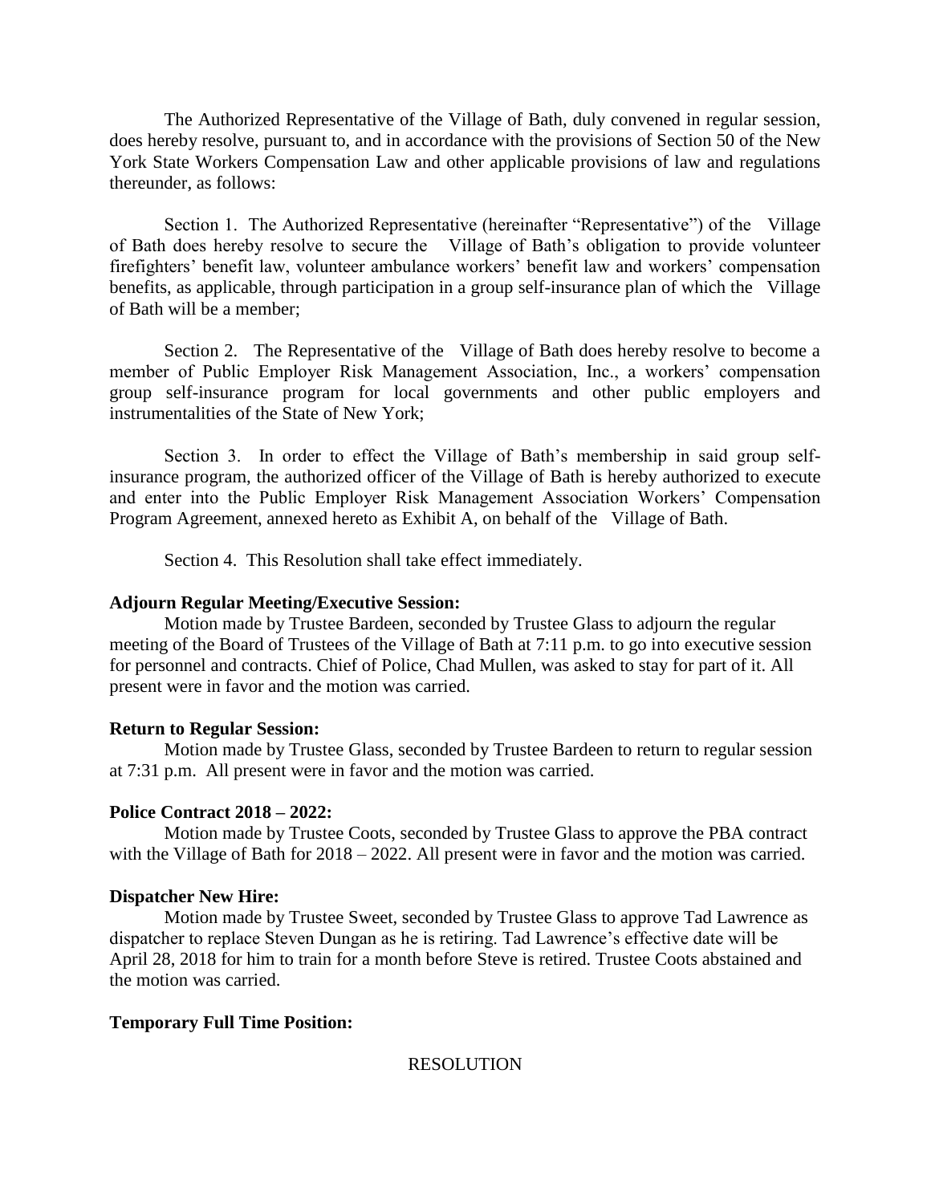The Authorized Representative of the Village of Bath, duly convened in regular session, does hereby resolve, pursuant to, and in accordance with the provisions of Section 50 of the New York State Workers Compensation Law and other applicable provisions of law and regulations thereunder, as follows:

Section 1. The Authorized Representative (hereinafter "Representative") of the Village of Bath does hereby resolve to secure the Village of Bath's obligation to provide volunteer firefighters' benefit law, volunteer ambulance workers' benefit law and workers' compensation benefits, as applicable, through participation in a group self-insurance plan of which the Village of Bath will be a member;

Section 2. The Representative of the Village of Bath does hereby resolve to become a member of Public Employer Risk Management Association, Inc., a workers' compensation group self-insurance program for local governments and other public employers and instrumentalities of the State of New York;

Section 3. In order to effect the Village of Bath's membership in said group self-insurance program, the authorized officer of the Village of Bath is hereby authorized to execute and enter into the Public Employer Risk Management Association Workers' Compensation Program Agreement, annexed hereto as Exhibit A, on behalf of the Village of Bath.

Section 4. This Resolution shall take effect immediately.

**Adjourn Regular Meeting/Executive Session:**

Motion made by Trustee Bardeen, seconded by Trustee Glass to adjourn the regular meeting of the Board of Trustees of the Village of Bath at 7:11 p.m. to go into executive session for personnel and contracts. Chief of Police, Chad Mullen, was asked to stay for part of it. All present were in favor and the motion was carried.

**Return to Regular Session:**

Motion made by Trustee Glass, seconded by Trustee Bardeen to return to regular session at 7:31 p.m. All present were in favor and the motion was carried.

**Police Contract 2018 – 2022:**

Motion made by Trustee Coots, seconded by Trustee Glass to approve the PBA contract with the Village of Bath for 2018 – 2022. All present were in favor and the motion was carried.

**Dispatcher New Hire:**

Motion made by Trustee Sweet, seconded by Trustee Glass to approve Tad Lawrence as dispatcher to replace Steven Dungan as he is retiring. Tad Lawrence's effective date will be April 28, 2018 for him to train for a month before Steve is retired. Trustee Coots abstained and the motion was carried.

**Temporary Full Time Position:**

RESOLUTION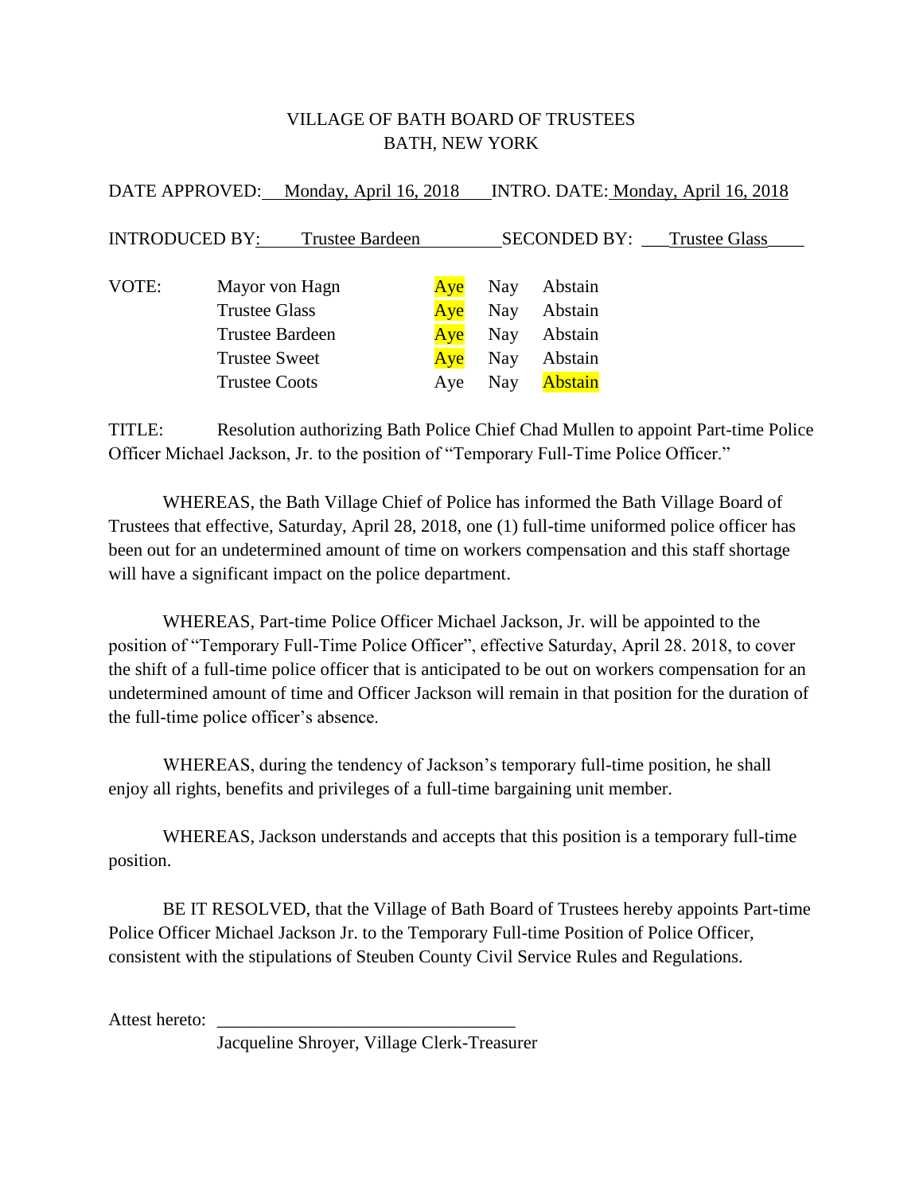VILLAGE OF BATH BOARD OF TRUSTEES
BATH, NEW YORK

DATE APPROVED: Monday, April 16, 2018 INTRO. DATE: Monday, April 16, 2018

INTRODUCED BY: Trustee Bardeen SECONDED BY: Trustee Glass

| VOTE: | | | | |
|---|---|---|---|---|
| | Mayor von Hagn | **Aye** | Nay | Abstain |
| | Trustee Glass | **Aye** | Nay | Abstain |
| | Trustee Bardeen | **Aye** | Nay | Abstain |
| | Trustee Sweet | **Aye** | Nay | Abstain |
| | Trustee Coots | Aye | Nay | **Abstain** |

TITLE: Resolution authorizing Bath Police Chief Chad Mullen to appoint Part-time Police Officer Michael Jackson, Jr. to the position of "Temporary Full-Time Police Officer."

WHEREAS, the Bath Village Chief of Police has informed the Bath Village Board of Trustees that effective, Saturday, April 28, 2018, one (1) full-time uniformed police officer has been out for an undetermined amount of time on workers compensation and this staff shortage will have a significant impact on the police department.

WHEREAS, Part-time Police Officer Michael Jackson, Jr. will be appointed to the position of "Temporary Full-Time Police Officer", effective Saturday, April 28. 2018, to cover the shift of a full-time police officer that is anticipated to be out on workers compensation for an undetermined amount of time and Officer Jackson will remain in that position for the duration of the full-time police officer's absence.

WHEREAS, during the tendency of Jackson's temporary full-time position, he shall enjoy all rights, benefits and privileges of a full-time bargaining unit member.

WHEREAS, Jackson understands and accepts that this position is a temporary full-time position.

BE IT RESOLVED, that the Village of Bath Board of Trustees hereby appoints Part-time Police Officer Michael Jackson Jr. to the Temporary Full-time Position of Police Officer, consistent with the stipulations of Steuben County Civil Service Rules and Regulations.

Attest hereto: ________________________________

Jacqueline Shroyer, Village Clerk-Treasurer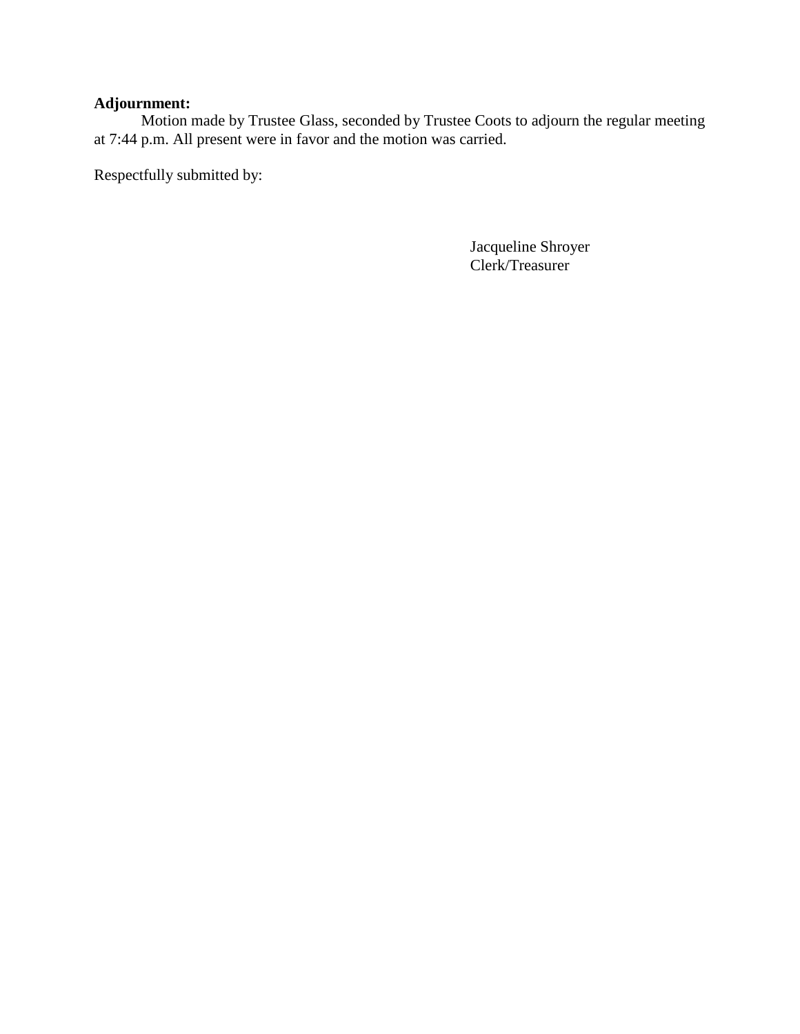**Adjournment:**

Motion made by Trustee Glass, seconded by Trustee Coots to adjourn the regular meeting at 7:44 p.m. All present were in favor and the motion was carried.

Respectfully submitted by:

Jacqueline Shroyer
Clerk/Treasurer